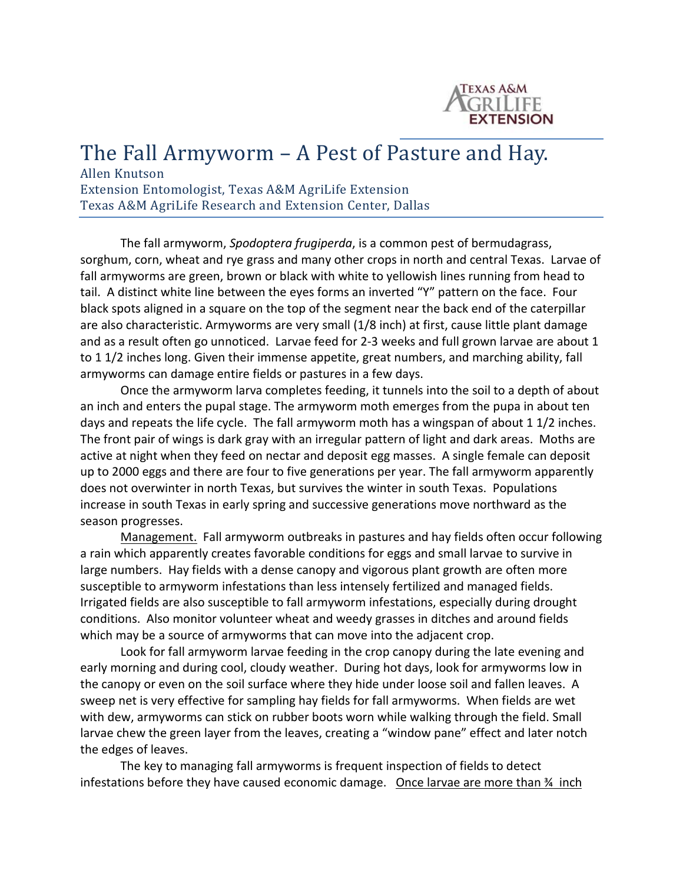# The Fall Armyworm – A Pest of Pasture and Hay.

Allen Knutson
Extension Entomologist, Texas A&M AgriLife Extension
Texas A&M AgriLife Research and Extension Center, Dallas

The fall armyworm, *Spodoptera frugiperda*, is a common pest of bermudagrass, sorghum, corn, wheat and rye grass and many other crops in north and central Texas. Larvae of fall armyworms are green, brown or black with white to yellowish lines running from head to tail. A distinct white line between the eyes forms an inverted "Y" pattern on the face. Four black spots aligned in a square on the top of the segment near the back end of the caterpillar are also characteristic. Armyworms are very small (1/8 inch) at first, cause little plant damage and as a result often go unnoticed. Larvae feed for 2-3 weeks and full grown larvae are about 1 to 1 1/2 inches long. Given their immense appetite, great numbers, and marching ability, fall armyworms can damage entire fields or pastures in a few days.

Once the armyworm larva completes feeding, it tunnels into the soil to a depth of about an inch and enters the pupal stage. The armyworm moth emerges from the pupa in about ten days and repeats the life cycle. The fall armyworm moth has a wingspan of about 1 1/2 inches. The front pair of wings is dark gray with an irregular pattern of light and dark areas. Moths are active at night when they feed on nectar and deposit egg masses. A single female can deposit up to 2000 eggs and there are four to five generations per year. The fall armyworm apparently does not overwinter in north Texas, but survives the winter in south Texas. Populations increase in south Texas in early spring and successive generations move northward as the season progresses.

<u>Management.</u> Fall armyworm outbreaks in pastures and hay fields often occur following a rain which apparently creates favorable conditions for eggs and small larvae to survive in large numbers. Hay fields with a dense canopy and vigorous plant growth are often more susceptible to armyworm infestations than less intensely fertilized and managed fields. Irrigated fields are also susceptible to fall armyworm infestations, especially during drought conditions. Also monitor volunteer wheat and weedy grasses in ditches and around fields which may be a source of armyworms that can move into the adjacent crop.

Look for fall armyworm larvae feeding in the crop canopy during the late evening and early morning and during cool, cloudy weather. During hot days, look for armyworms low in the canopy or even on the soil surface where they hide under loose soil and fallen leaves. A sweep net is very effective for sampling hay fields for fall armyworms. When fields are wet with dew, armyworms can stick on rubber boots worn while walking through the field. Small larvae chew the green layer from the leaves, creating a "window pane" effect and later notch the edges of leaves.

The key to managing fall armyworms is frequent inspection of fields to detect infestations before they have caused economic damage. <u>Once larvae are more than ¾ inch</u>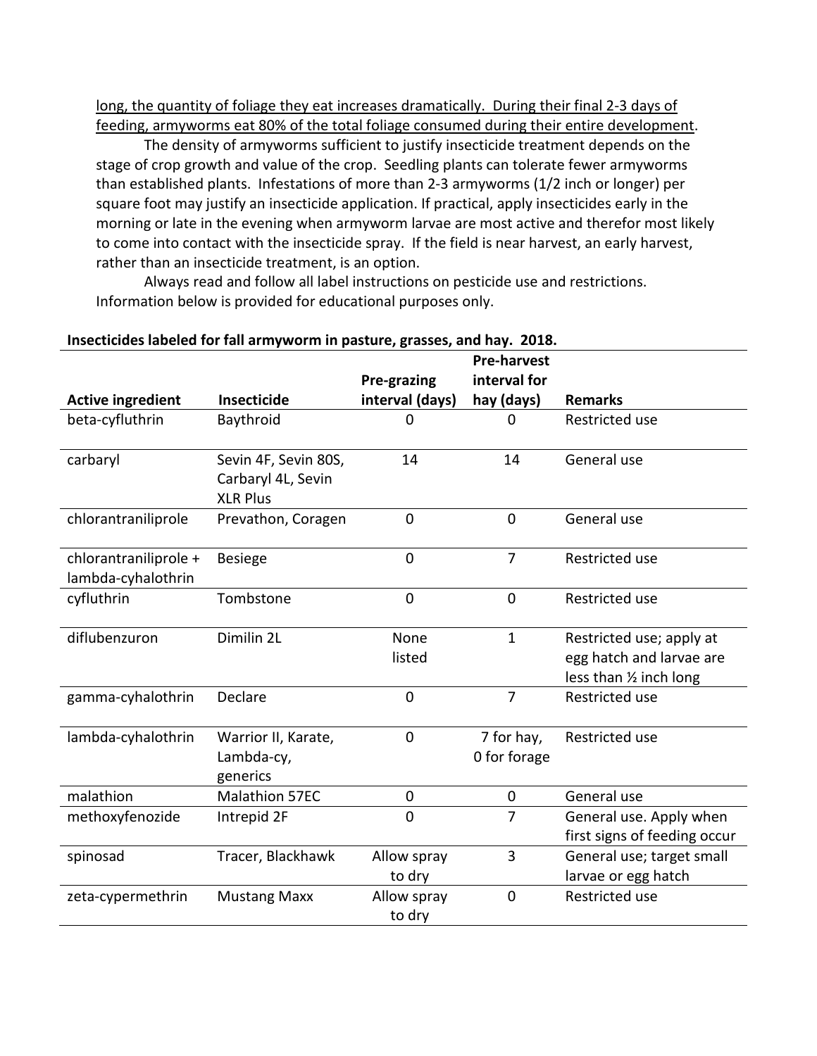long, the quantity of foliage they eat increases dramatically. During their final 2-3 days of feeding, armyworms eat 80% of the total foliage consumed during their entire development.

The density of armyworms sufficient to justify insecticide treatment depends on the stage of crop growth and value of the crop. Seedling plants can tolerate fewer armyworms than established plants. Infestations of more than 2-3 armyworms (1/2 inch or longer) per square foot may justify an insecticide application. If practical, apply insecticides early in the morning or late in the evening when armyworm larvae are most active and therefor most likely to come into contact with the insecticide spray. If the field is near harvest, an early harvest, rather than an insecticide treatment, is an option.

Always read and follow all label instructions on pesticide use and restrictions. Information below is provided for educational purposes only.

**Insecticides labeled for fall armyworm in pasture, grasses, and hay. 2018.**

| Active ingredient | Insecticide | Pre-grazing interval (days) | Pre-harvest interval for hay (days) | Remarks |
|---|---|---|---|---|
| beta-cyfluthrin | Baythroid | 0 | 0 | Restricted use |
| carbaryl | Sevin 4F, Sevin 80S, Carbaryl 4L, Sevin XLR Plus | 14 | 14 | General use |
| chlorantraniliprole | Prevathon, Coragen | 0 | 0 | General use |
| chlorantraniliprole + lambda-cyhalothrin | Besiege | 0 | 7 | Restricted use |
| cyfluthrin | Tombstone | 0 | 0 | Restricted use |
| diflubenzuron | Dimilin 2L | None listed | 1 | Restricted use; apply at egg hatch and larvae are less than ½ inch long |
| gamma-cyhalothrin | Declare | 0 | 7 | Restricted use |
| lambda-cyhalothrin | Warrior II, Karate, Lambda-cy, generics | 0 | 7 for hay, 0 for forage | Restricted use |
| malathion | Malathion 57EC | 0 | 0 | General use |
| methoxyfenozide | Intrepid 2F | 0 | 7 | General use. Apply when first signs of feeding occur |
| spinosad | Tracer, Blackhawk | Allow spray to dry | 3 | General use; target small larvae or egg hatch |
| zeta-cypermethrin | Mustang Maxx | Allow spray to dry | 0 | Restricted use |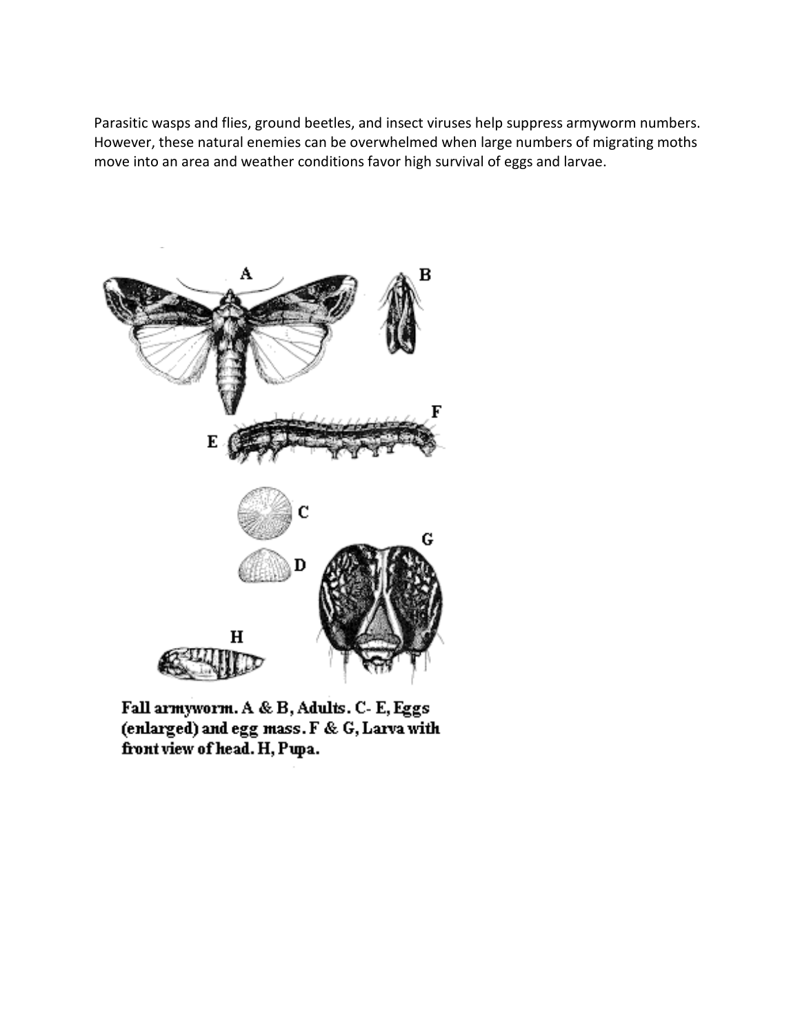Parasitic wasps and flies, ground beetles, and insect viruses help suppress armyworm numbers. However, these natural enemies can be overwhelmed when large numbers of migrating moths move into an area and weather conditions favor high survival of eggs and larvae.

Fall armyworm. A & B, Adults. C- E, Eggs (enlarged) and egg mass. F & G, Larva with front view of head. H, Pupa.